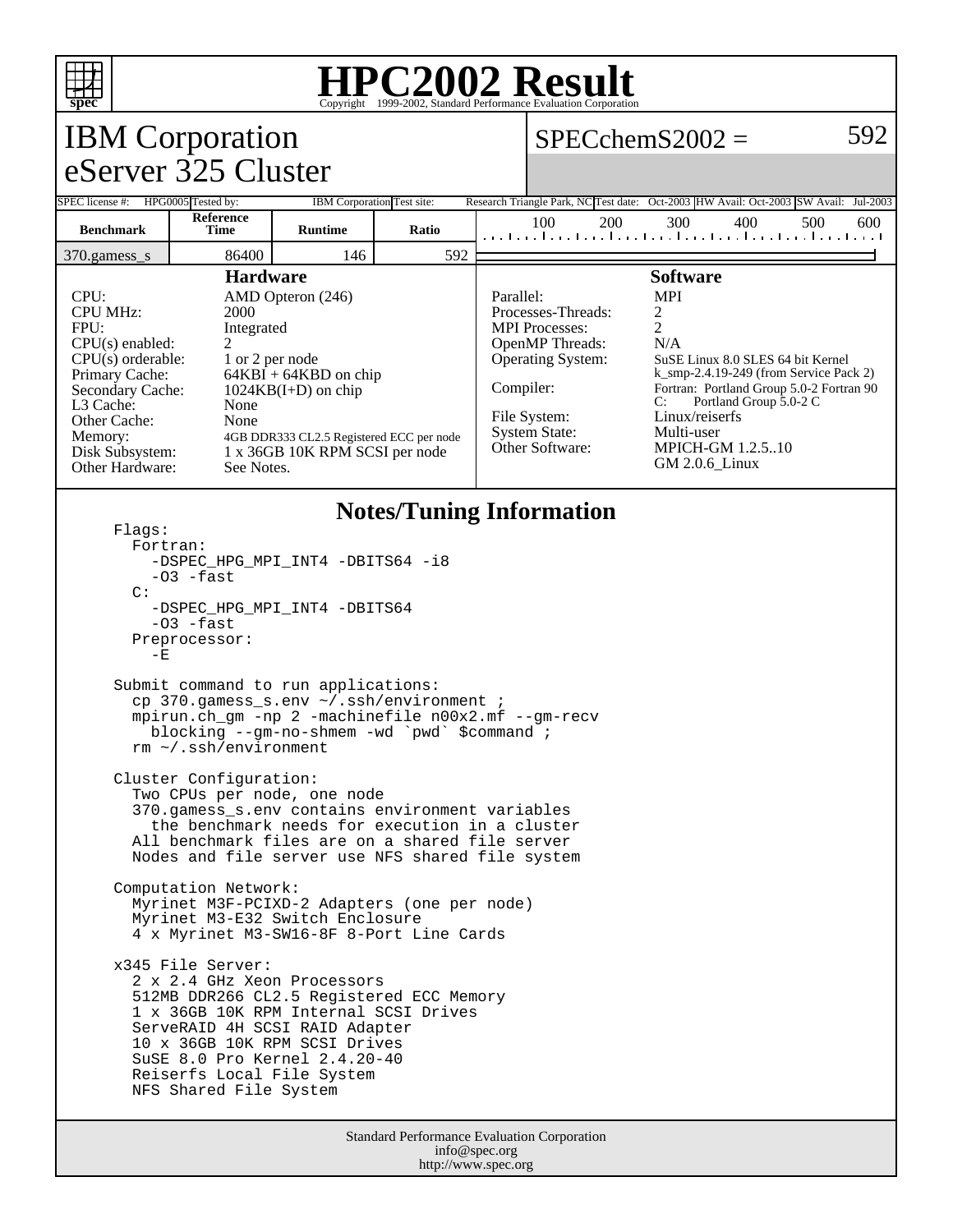# HPC2002 Result

Copyright 1999-2002, Standard Performance Evaluation Corporation

## IBM Corporation
## eServer 325 Cluster

SPECchemS2002 = 592

SPEC license #: HPG0005 | Tested by: IBM Corporation | Test site: Research Triangle Park, NC | Test date: Oct-2003 | HW Avail: Oct-2003 | SW Avail: Jul-2003

| Benchmark | Reference Time | Runtime | Ratio |
|---|---|---|---|
| 370.gamess_s | 86400 | 146 | 592 |

### Hardware

| | |
|---|---|
| CPU: | AMD Opteron (246) |
| CPU MHz: | 2000 |
| FPU: | Integrated |
| CPU(s) enabled: | 2 |
| CPU(s) orderable: | 1 or 2 per node |
| Primary Cache: | 64KBI + 64KBD on chip |
| Secondary Cache: | 1024KB(I+D) on chip |
| L3 Cache: | None |
| Other Cache: | None |
| Memory: | 4GB DDR333 CL2.5 Registered ECC per node |
| Disk Subsystem: | 1 x 36GB 10K RPM SCSI per node |
| Other Hardware: | See Notes. |

### Software

| | |
|---|---|
| Parallel: | MPI |
| Processes-Threads: | 2 |
| MPI Processes: | 2 |
| OpenMP Threads: | N/A |
| Operating System: | SuSE Linux 8.0 SLES 64 bit Kernel k_smp-2.4.19-249 (from Service Pack 2) |
| Compiler: | Fortran: Portland Group 5.0-2 Fortran 90<br>C: Portland Group 5.0-2 C |
| File System: | Linux/reiserfs |
| System State: | Multi-user |
| Other Software: | MPICH-GM 1.2.5..10<br>GM 2.0.6_Linux |

### Notes/Tuning Information

```
Flags:
  Fortran:
    -DSPEC_HPG_MPI_INT4 -DBITS64 -i8
    -O3 -fast
  C:
    -DSPEC_HPG_MPI_INT4 -DBITS64
    -O3 -fast
  Preprocessor:
    -E

Submit command to run applications:
  cp 370.gamess_s.env ~/.ssh/environment ;
  mpirun.ch_gm -np 2 -machinefile n00x2.mf --gm-recv
    blocking --gm-no-shmem -wd `pwd` $command ;
  rm ~/.ssh/environment

Cluster Configuration:
  Two CPUs per node, one node
  370.gamess_s.env contains environment variables
    the benchmark needs for execution in a cluster
  All benchmark files are on a shared file server
  Nodes and file server use NFS shared file system

Computation Network:
  Myrinet M3F-PCIXD-2 Adapters (one per node)
  Myrinet M3-E32 Switch Enclosure
  4 x Myrinet M3-SW16-8F 8-Port Line Cards

x345 File Server:
  2 x 2.4 GHz Xeon Processors
  512MB DDR266 CL2.5 Registered ECC Memory
  1 x 36GB 10K RPM Internal SCSI Drives
  ServeRAID 4H SCSI RAID Adapter
  10 x 36GB 10K RPM SCSI Drives
  SuSE 8.0 Pro Kernel 2.4.20-40
  Reiserfs Local File System
  NFS Shared File System
```

Standard Performance Evaluation Corporation
info@spec.org
http://www.spec.org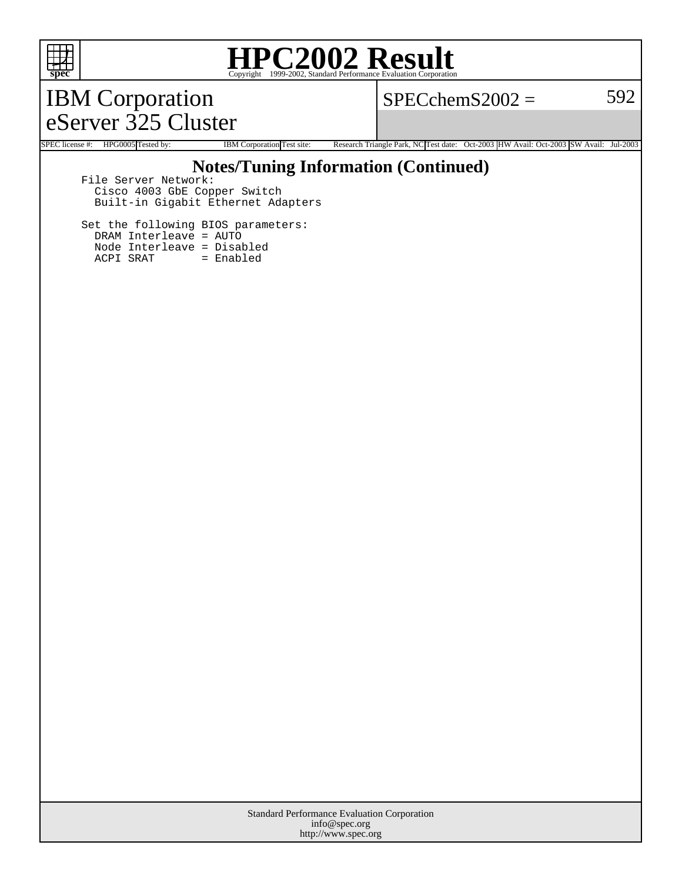# HPC2002 Result

Copyright 1999-2002, Standard Performance Evaluation Corporation

## IBM Corporation
## eServer 325 Cluster

SPECchemS2002 = 592

| SPEC license #: | HPG0005 | Tested by: | IBM Corporation | Test site: | Research Triangle Park, NC | Test date: | Oct-2003 | HW Avail: | Oct-2003 | SW Avail: | Jul-2003 |
|---|---|---|---|---|---|---|---|---|---|---|---|

### Notes/Tuning Information (Continued)

```
File Server Network:
  Cisco 4003 GbE Copper Switch
  Built-in Gigabit Ethernet Adapters

Set the following BIOS parameters:
  DRAM Interleave = AUTO
  Node Interleave = Disabled
  ACPI SRAT       = Enabled
```

Standard Performance Evaluation Corporation
info@spec.org
http://www.spec.org